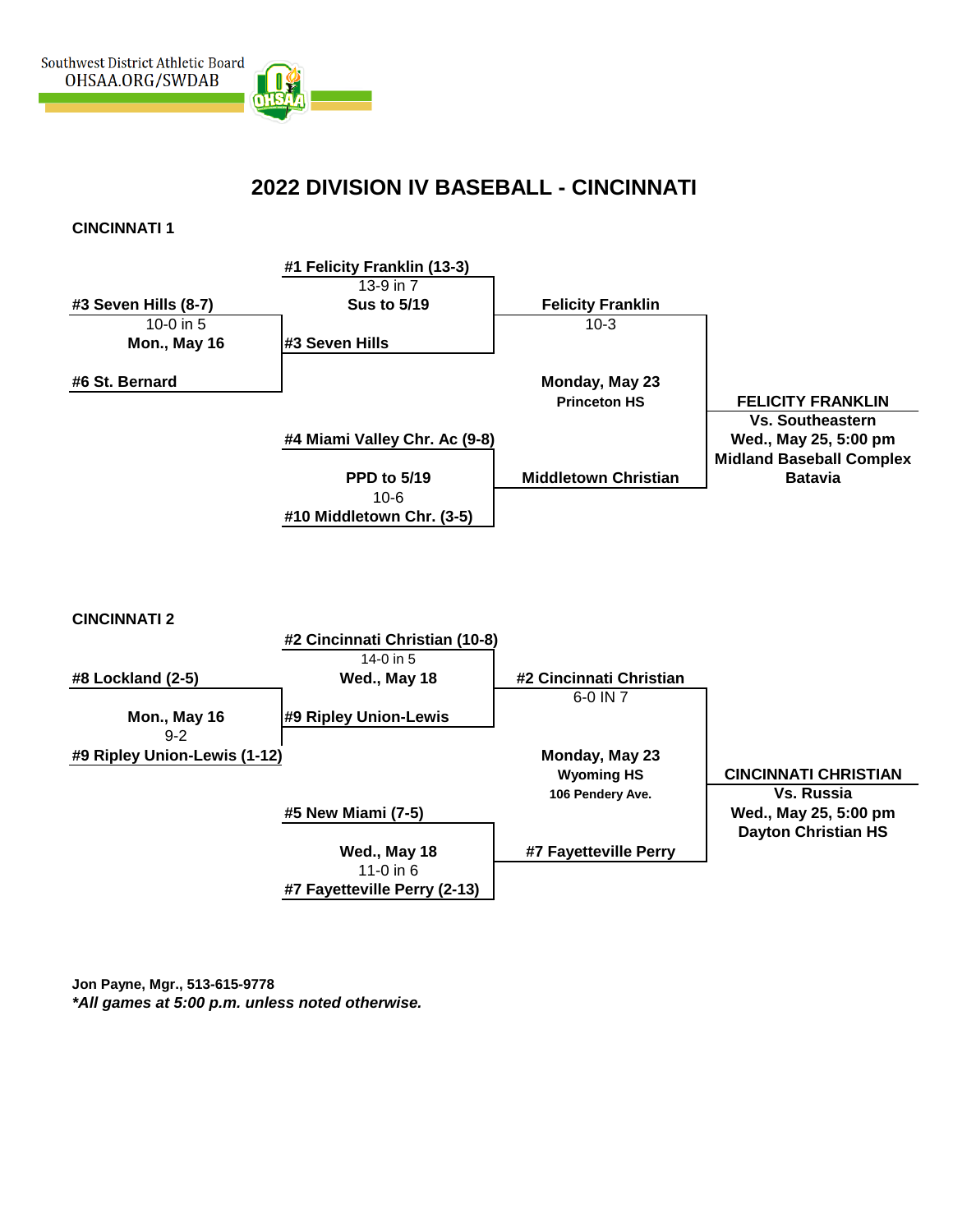Southwest District Athletic Board
OHSAA.ORG/SWDAB

# 2022 DIVISION IV BASEBALL - CINCINNATI

## CINCINNATI 1

**#3 Seven Hills (8-7)**
10-0 in 5
**Mon., May 16**
**#6 St. Bernard**

**#1 Felicity Franklin (13-3)**
13-9 in 7
**Sus to 5/19**
**#3 Seven Hills**

**#4 Miami Valley Chr. Ac (9-8)**
**PPD to 5/19**
10-6
**#10 Middletown Chr. (3-5)**

**Felicity Franklin**
10-3

**Monday, May 23**
**Princeton HS**

**Middletown Christian**

**FELICITY FRANKLIN**
**Vs. Southeastern**
**Wed., May 25, 5:00 pm**
**Midland Baseball Complex**
**Batavia**

## CINCINNATI 2

**#8 Lockland (2-5)**
**Mon., May 16**
9-2
**#9 Ripley Union-Lewis (1-12)**

**#2 Cincinnati Christian (10-8)**
14-0 in 5
**Wed., May 18**
**#9 Ripley Union-Lewis**

**#5 New Miami (7-5)**
**Wed., May 18**
11-0 in 6
**#7 Fayetteville Perry (2-13)**

**#2 Cincinnati Christian**
6-0 IN 7

**Monday, May 23**
**Wyoming HS**
**106 Pendery Ave.**

**#7 Fayetteville Perry**

**CINCINNATI CHRISTIAN**
**Vs. Russia**
**Wed., May 25, 5:00 pm**
**Dayton Christian HS**

**Jon Payne, Mgr., 513-615-9778**
***All games at 5:00 p.m. unless noted otherwise.***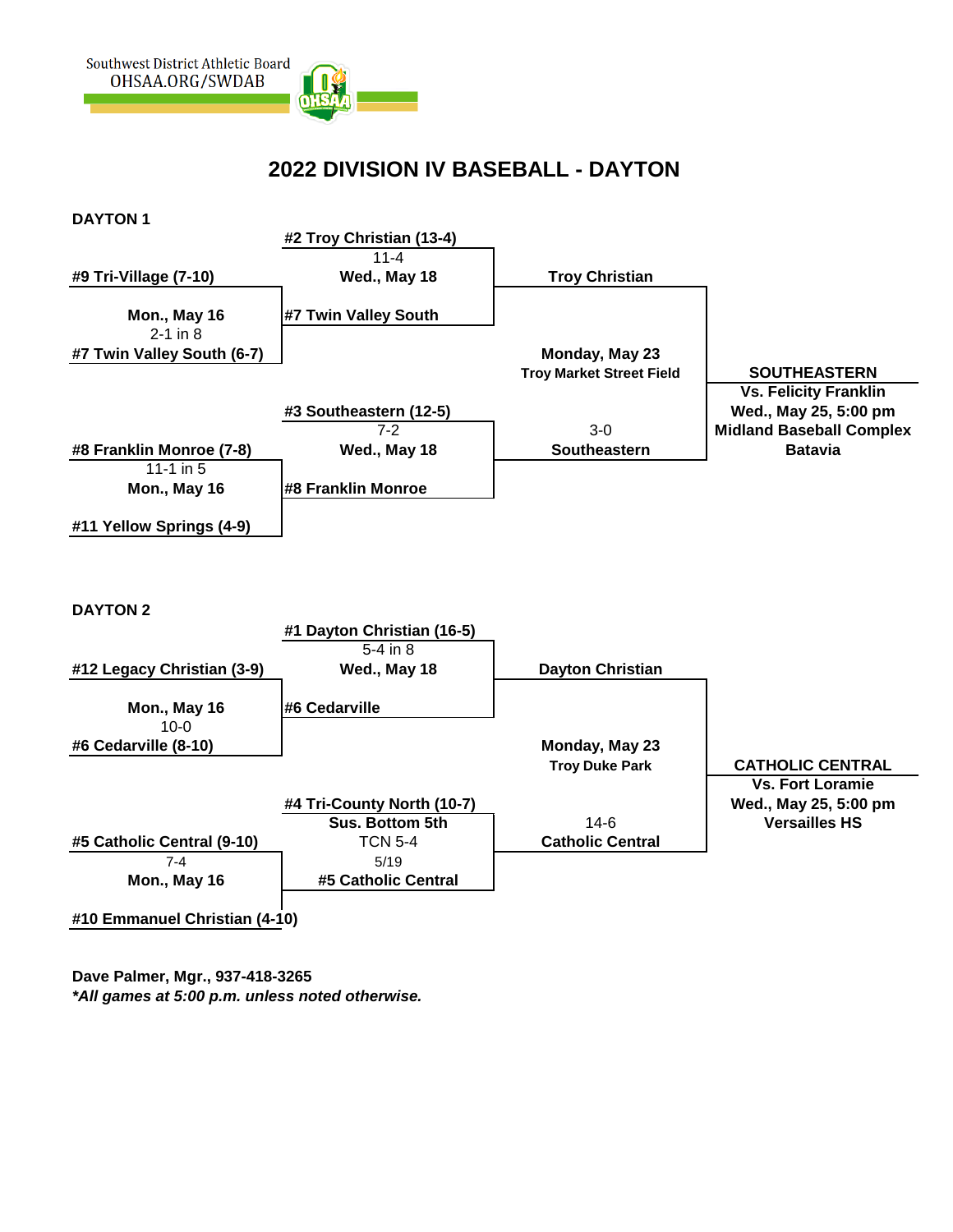Southwest District Athletic Board
OHSAA.ORG/SWDAB

# 2022 DIVISION IV BASEBALL - DAYTON

## DAYTON 1

**#9 Tri-Village (7-10)**
**Mon., May 16**
2-1 in 8
**#7 Twin Valley South (6-7)**

**#2 Troy Christian (13-4)**
11-4
**Wed., May 18**
**#7 Twin Valley South**

**Troy Christian**

**Monday, May 23**
**Troy Market Street Field**

**#8 Franklin Monroe (7-8)**
11-1 in 5
**Mon., May 16**
**#11 Yellow Springs (4-9)**

**#3 Southeastern (12-5)**
7-2
**Wed., May 18**
**#8 Franklin Monroe**

3-0
**Southeastern**

**SOUTHEASTERN**
**Vs. Felicity Franklin**
**Wed., May 25, 5:00 pm**
**Midland Baseball Complex**
**Batavia**

## DAYTON 2

**#12 Legacy Christian (3-9)**
**Mon., May 16**
10-0
**#6 Cedarville (8-10)**

**#1 Dayton Christian (16-5)**
5-4 in 8
**Wed., May 18**
**#6 Cedarville**

**Dayton Christian**

**Monday, May 23**
**Troy Duke Park**

**#5 Catholic Central (9-10)**
7-4
**Mon., May 16**
**#10 Emmanuel Christian (4-10)**

**#4 Tri-County North (10-7)**
**Sus. Bottom 5th**
TCN 5-4
5/19
**#5 Catholic Central**

14-6
**Catholic Central**

**CATHOLIC CENTRAL**
**Vs. Fort Loramie**
**Wed., May 25, 5:00 pm**
**Versailles HS**

**Dave Palmer, Mgr., 937-418-3265**
***All games at 5:00 p.m. unless noted otherwise.***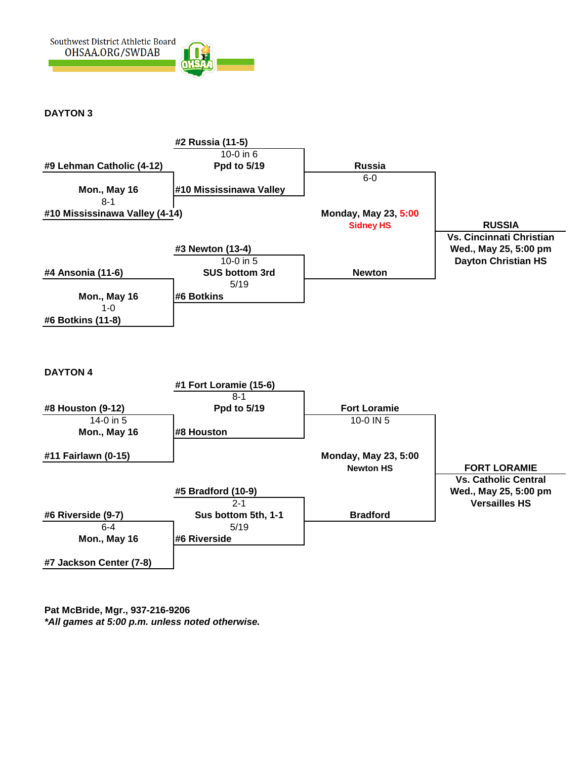Southwest District Athletic Board
OHSAA.ORG/SWDAB

## DAYTON 3

#2 Russia (11-5)
10-0 in 6
Ppd to 5/19

#9 Lehman Catholic (4-12)

Mon., May 16
8-1

#10 Mississinawa Valley (4-14)

#10 Mississinawa Valley

Russia
6-0

Monday, May 23, 5:00
Sidney HS

#3 Newton (13-4)
10-0 in 5
SUS bottom 3rd
5/19

#4 Ansonia (11-6)

Mon., May 16
1-0

#6 Botkins (11-8)

#6 Botkins

Newton

RUSSIA
Vs. Cincinnati Christian
Wed., May 25, 5:00 pm
Dayton Christian HS

## DAYTON 4

#1 Fort Loramie (15-6)
8-1
Ppd to 5/19

#8 Houston (9-12)
14-0 in 5
Mon., May 16

#11 Fairlawn (0-15)

#8 Houston

Fort Loramie
10-0 IN 5

Monday, May 23, 5:00
Newton HS

#5 Bradford (10-9)
2-1
Sus bottom 5th, 1-1
5/19

#6 Riverside (9-7)
6-4
Mon., May 16

#7 Jackson Center (7-8)

#6 Riverside

Bradford

FORT LORAMIE
Vs. Catholic Central
Wed., May 25, 5:00 pm
Versailles HS

**Pat McBride, Mgr., 937-216-9206**
***All games at 5:00 p.m. unless noted otherwise.***